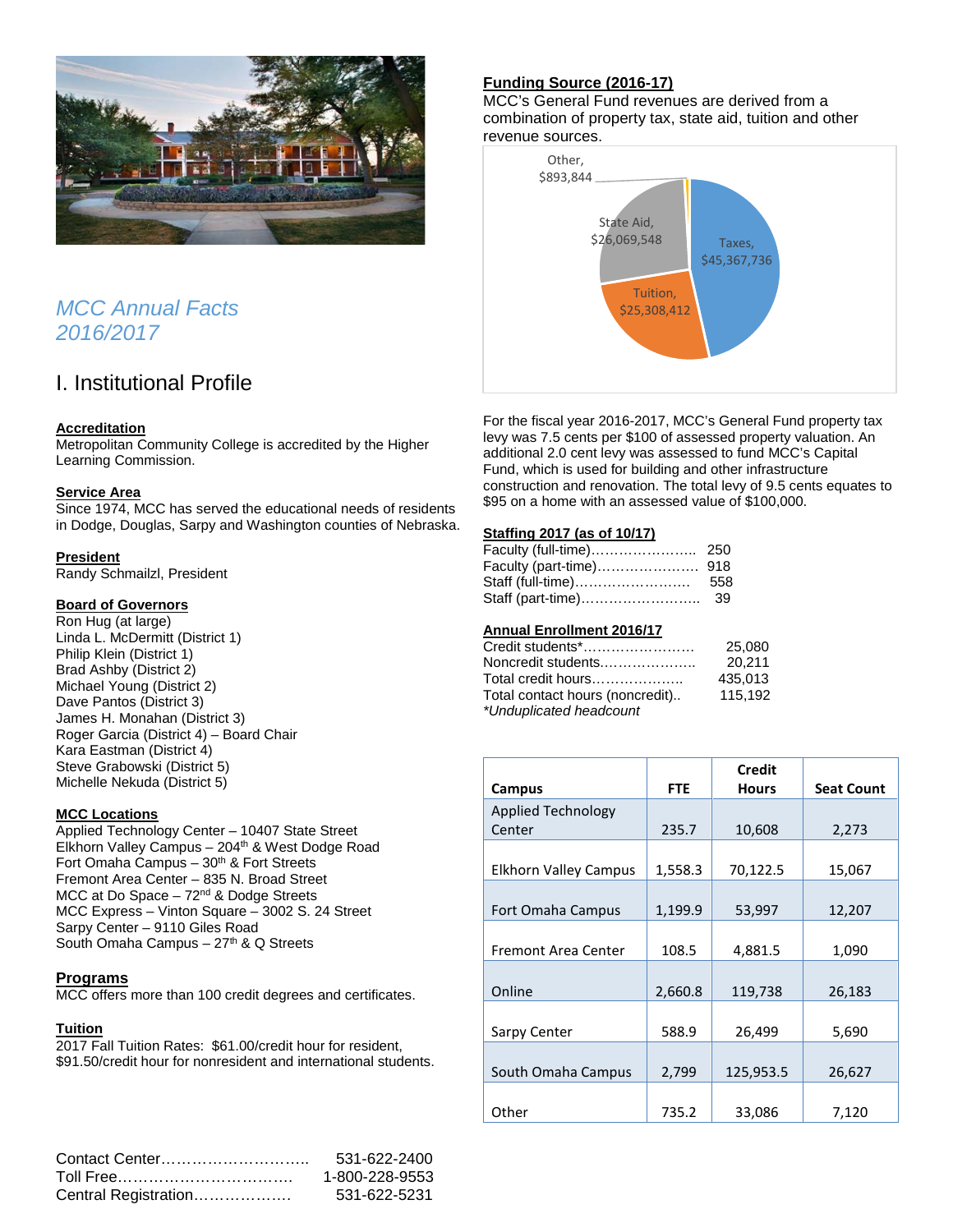# MCC Annual Facts 2016/2017

## I. Institutional Profile

**Accreditation**
Metropolitan Community College is accredited by the Higher Learning Commission.

**Service Area**
Since 1974, MCC has served the educational needs of residents in Dodge, Douglas, Sarpy and Washington counties of Nebraska.

**President**
Randy Schmailzl, President

**Board of Governors**
Ron Hug (at large)
Linda L. McDermitt (District 1)
Philip Klein (District 1)
Brad Ashby (District 2)
Michael Young (District 2)
Dave Pantos (District 3)
James H. Monahan (District 3)
Roger Garcia (District 4) – Board Chair
Kara Eastman (District 4)
Steve Grabowski (District 5)
Michelle Nekuda (District 5)

**MCC Locations**
Applied Technology Center – 10407 State Street
Elkhorn Valley Campus – 204th & West Dodge Road
Fort Omaha Campus – 30th & Fort Streets
Fremont Area Center – 835 N. Broad Street
MCC at Do Space – 72nd & Dodge Streets
MCC Express – Vinton Square – 3002 S. 24 Street
Sarpy Center – 9110 Giles Road
South Omaha Campus – 27th & Q Streets

**Programs**
MCC offers more than 100 credit degrees and certificates.

**Tuition**
2017 Fall Tuition Rates: $61.00/credit hour for resident, $91.50/credit hour for nonresident and international students.

| | |
|---|---|
| Contact Center | 531-622-2400 |
| Toll Free | 1-800-228-9553 |
| Central Registration | 531-622-5231 |

**Funding Source (2016-17)**
MCC's General Fund revenues are derived from a combination of property tax, state aid, tuition and other revenue sources.

| Source | Amount |
|---|---|
| Taxes | $45,367,736 |
| Tuition | $25,308,412 |
| State Aid | $26,069,548 |
| Other | $893,844 |

For the fiscal year 2016-2017, MCC's General Fund property tax levy was 7.5 cents per $100 of assessed property valuation. An additional 2.0 cent levy was assessed to fund MCC's Capital Fund, which is used for building and other infrastructure construction and renovation. The total levy of 9.5 cents equates to $95 on a home with an assessed value of $100,000.

**Staffing 2017 (as of 10/17)**

| | |
|---|---|
| Faculty (full-time) | 250 |
| Faculty (part-time) | 918 |
| Staff (full-time) | 558 |
| Staff (part-time) | 39 |

**Annual Enrollment 2016/17**

| | |
|---|---|
| Credit students* | 25,080 |
| Noncredit students | 20,211 |
| Total credit hours | 435,013 |
| Total contact hours (noncredit) | 115,192 |

*\*Unduplicated headcount*

| Campus | FTE | Credit Hours | Seat Count |
|---|---|---|---|
| Applied Technology Center | 235.7 | 10,608 | 2,273 |
| Elkhorn Valley Campus | 1,558.3 | 70,122.5 | 15,067 |
| Fort Omaha Campus | 1,199.9 | 53,997 | 12,207 |
| Fremont Area Center | 108.5 | 4,881.5 | 1,090 |
| Online | 2,660.8 | 119,738 | 26,183 |
| Sarpy Center | 588.9 | 26,499 | 5,690 |
| South Omaha Campus | 2,799 | 125,953.5 | 26,627 |
| Other | 735.2 | 33,086 | 7,120 |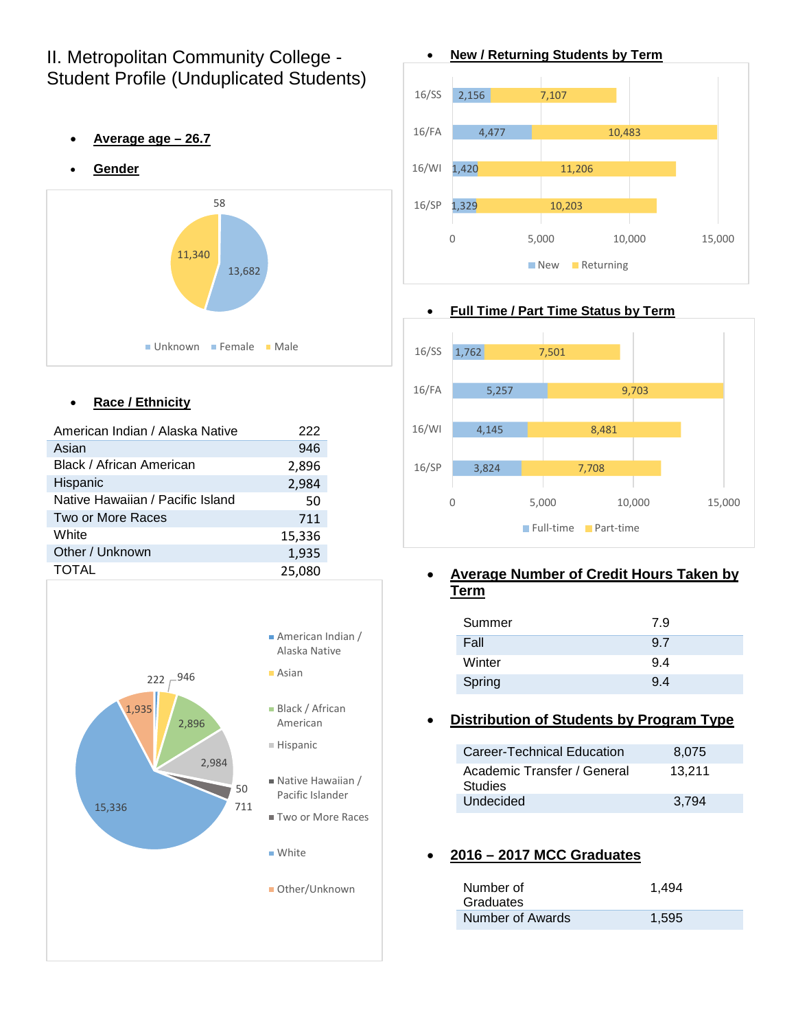# II. Metropolitan Community College - Student Profile (Unduplicated Students)

- **Average age – 26.7**
- **Gender**

58

11,340

13,682

Unknown Female Male

- **Race / Ethnicity**

| | |
|---|---|
| American Indian / Alaska Native | 222 |
| Asian | 946 |
| Black / African American | 2,896 |
| Hispanic | 2,984 |
| Native Hawaiian / Pacific Island | 50 |
| Two or More Races | 711 |
| White | 15,336 |
| Other / Unknown | 1,935 |
| TOTAL | 25,080 |

222 946 1,935 2,896 2,984 50 711 15,336

American Indian / Alaska Native
Asian
Black / African American
Hispanic
Native Hawaiian / Pacific Islander
Two or More Races
White
Other/Unknown

- **New / Returning Students by Term**

16/SS 2,156 7,107
16/FA 4,477 10,483
16/WI 1,420 11,206
16/SP 1,329 10,203

0 5,000 10,000 15,000

New Returning

- **Full Time / Part Time Status by Term**

16/SS 1,762 7,501
16/FA 5,257 9,703
16/WI 4,145 8,481
16/SP 3,824 7,708

0 5,000 10,000 15,000

Full-time Part-time

- **Average Number of Credit Hours Taken by Term**

| | |
|---|---|
| Summer | 7.9 |
| Fall | 9.7 |
| Winter | 9.4 |
| Spring | 9.4 |

- **Distribution of Students by Program Type**

| | |
|---|---|
| Career-Technical Education | 8,075 |
| Academic Transfer / General Studies | 13,211 |
| Undecided | 3,794 |

- **2016 – 2017 MCC Graduates**

| | |
|---|---|
| Number of Graduates | 1,494 |
| Number of Awards | 1,595 |